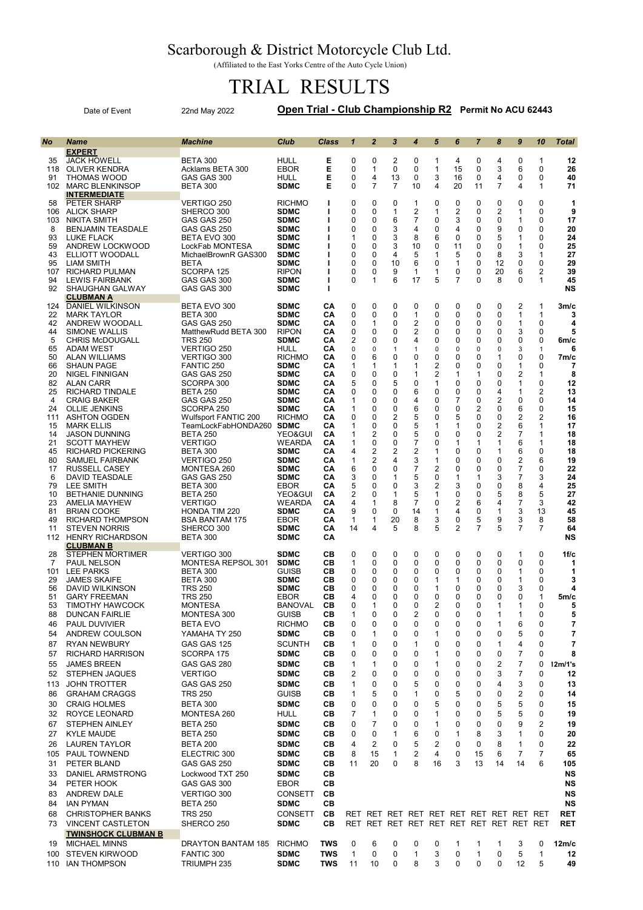# Scarborough & District Motorcycle Club Ltd.

(Affiliated to the East Yorks Centre of the Auto Cycle Union)

# TRIAL RESULTS

Date of Event 22nd May 2022 **Open Trial - Club Championship R2** **Permit No ACU 62443**

| No | Name | Machine | Club | Class | 1 | 2 | 3 | 4 | 5 | 6 | 7 | 8 | 9 | 10 | Total |
|---|---|---|---|---|---|---|---|---|---|---|---|---|---|---|---|
| | **EXPERT** | | | | | | | | | | | | | | |
| 35 | JACK HOWELL | BETA 300 | HULL | E | 0 | 0 | 2 | 0 | 1 | 4 | 0 | 4 | 0 | 1 | 12 |
| 118 | OLIVER KENDRA | Acklams BETA 300 | EBOR | E | 0 | 1 | 0 | 0 | 1 | 15 | 0 | 3 | 6 | 0 | 26 |
| 91 | THOMAS WOOD | GAS GAS 300 | HULL | E | 0 | 4 | 13 | 0 | 3 | 16 | 0 | 4 | 0 | 0 | 40 |
| 102 | MARC BLENKINSOP | BETA 300 | SDMC | E | 0 | 7 | 7 | 10 | 4 | 20 | 11 | 7 | 4 | 1 | 71 |
| | **INTERMEDIATE** | | | | | | | | | | | | | | |
| 58 | PETER SHARP | VERTIGO 250 | RICHMO | I | 0 | 0 | 0 | 1 | 0 | 0 | 0 | 0 | 0 | 0 | 1 |
| 106 | ALICK SHARP | SHERCO 300 | SDMC | I | 0 | 0 | 1 | 2 | 1 | 2 | 0 | 2 | 1 | 0 | 9 |
| 103 | NIKITA SMITH | GAS GAS 250 | SDMC | I | 0 | 0 | 6 | 7 | 0 | 3 | 0 | 0 | 1 | 0 | 17 |
| 8 | BENJAMIN TEASDALE | GAS GAS 250 | SDMC | I | 0 | 0 | 3 | 4 | 0 | 4 | 0 | 9 | 0 | 0 | 20 |
| 93 | LUKE FLACK | BETA EVO 300 | SDMC | I | 1 | 0 | 3 | 8 | 6 | 0 | 0 | 5 | 1 | 0 | 24 |
| 59 | ANDREW LOCKWOOD | LockFab MONTESA | SDMC | I | 0 | 0 | 3 | 10 | 0 | 11 | 0 | 0 | 1 | 0 | 25 |
| 43 | ELLIOTT WOODALL | MichaelBrownR GAS300 | SDMC | I | 0 | 0 | 4 | 5 | 1 | 5 | 0 | 8 | 3 | 1 | 27 |
| 95 | LIAM SMITH | BETA | SDMC | I | 0 | 0 | 10 | 6 | 0 | 1 | 0 | 12 | 0 | 0 | 29 |
| 107 | RICHARD PULMAN | SCORPA 125 | RIPON | I | 0 | 0 | 9 | 1 | 1 | 0 | 0 | 20 | 6 | 2 | 39 |
| 94 | LEWIS FAIRBANK | GAS GAS 300 | SDMC | I | 0 | 1 | 6 | 17 | 5 | 7 | 0 | 8 | 0 | 1 | 45 |
| 92 | SHAUGHAN GALWAY | GAS GAS 300 | SDMC | I | | | | | | | | | | | NS |
| | **CLUBMAN A** | | | | | | | | | | | | | | |
| 124 | DANIEL WILKINSON | BETA EVO 300 | SDMC | CA | 0 | 0 | 0 | 0 | 0 | 0 | 0 | 0 | 2 | 1 | 3m/c |
| 22 | MARK TAYLOR | BETA 300 | SDMC | CA | 0 | 0 | 0 | 1 | 0 | 0 | 0 | 0 | 1 | 1 | 3 |
| 42 | ANDREW WOODALL | GAS GAS 250 | SDMC | CA | 0 | 1 | 0 | 2 | 0 | 0 | 0 | 0 | 1 | 0 | 4 |
| 44 | SIMONE WALLIS | MatthewRudd BETA 300 | RIPON | CA | 0 | 0 | 0 | 2 | 0 | 0 | 0 | 0 | 3 | 0 | 5 |
| 5 | CHRIS McDOUGALL | TRS 250 | SDMC | CA | 2 | 0 | 0 | 4 | 0 | 0 | 0 | 0 | 0 | 0 | 6m/c |
| 65 | ADAM WEST | VERTIGO 250 | HULL | CA | 0 | 0 | 1 | 1 | 0 | 0 | 0 | 0 | 3 | 1 | 6 |
| 50 | ALAN WILLIAMS | VERTIGO 300 | RICHMO | CA | 0 | 6 | 0 | 0 | 0 | 0 | 0 | 1 | 0 | 0 | 7m/c |
| 66 | SHAUN PAGE | FANTIC 250 | SDMC | CA | 1 | 1 | 1 | 1 | 2 | 0 | 0 | 0 | 1 | 0 | 7 |
| 20 | NIGEL FINNIGAN | GAS GAS 250 | SDMC | CA | 0 | 0 | 0 | 1 | 2 | 1 | 1 | 0 | 2 | 1 | 8 |
| 82 | ALAN CARR | SCORPA 300 | SDMC | CA | 5 | 0 | 5 | 0 | 1 | 0 | 0 | 0 | 1 | 0 | 12 |
| 25 | RICHARD TINDALE | BETA 250 | SDMC | CA | 0 | 0 | 0 | 6 | 0 | 0 | 0 | 4 | 1 | 2 | 13 |
| 4 | CRAIG BAKER | GAS GAS 250 | SDMC | CA | 1 | 0 | 0 | 4 | 0 | 7 | 0 | 2 | 0 | 0 | 14 |
| 24 | OLLIE JENKINS | SCORPA 250 | SDMC | CA | 1 | 0 | 0 | 6 | 0 | 0 | 2 | 0 | 6 | 0 | 15 |
| 111 | ASHTON OGDEN | Wulfsport FANTIC 200 | RICHMO | CA | 0 | 0 | 2 | 5 | 0 | 5 | 0 | 0 | 2 | 2 | 16 |
| 15 | MARK ELLIS | TeamLockFabHONDA260 | SDMC | CA | 1 | 0 | 0 | 5 | 1 | 1 | 0 | 2 | 6 | 1 | 17 |
| 14 | JASON DUNNING | BETA 250 | YEO&GUI | CA | 1 | 2 | 0 | 5 | 0 | 0 | 0 | 2 | 7 | 1 | 18 |
| 21 | SCOTT MAYHEW | VERTIGO | WEARDA | CA | 1 | 0 | 0 | 7 | 0 | 1 | 1 | 1 | 6 | 1 | 18 |
| 45 | RICHARD PICKERING | BETA 300 | SDMC | CA | 4 | 2 | 2 | 2 | 1 | 0 | 0 | 1 | 6 | 0 | 18 |
| 80 | SAMUEL FAIRBANK | VERTIGO 250 | SDMC | CA | 1 | 2 | 4 | 3 | 1 | 0 | 0 | 0 | 2 | 6 | 19 |
| 17 | RUSSELL CASEY | MONTESA 260 | SDMC | CA | 6 | 0 | 0 | 7 | 2 | 0 | 0 | 0 | 7 | 0 | 22 |
| 6 | DAVID TEASDALE | GAS GAS 250 | SDMC | CA | 3 | 0 | 1 | 5 | 0 | 1 | 1 | 3 | 7 | 3 | 24 |
| 79 | LEE SMITH | BETA 300 | EBOR | CA | 5 | 0 | 0 | 3 | 2 | 3 | 0 | 0 | 8 | 4 | 25 |
| 10 | BETHANIE DUNNING | BETA 250 | YEO&GUI | CA | 2 | 0 | 1 | 5 | 1 | 0 | 0 | 5 | 8 | 5 | 27 |
| 23 | AMELIA MAYHEW | VERTIGO | WEARDA | CA | 4 | 1 | 8 | 7 | 0 | 2 | 6 | 4 | 7 | 3 | 42 |
| 81 | BRIAN COOKE | HONDA TIM 220 | SDMC | CA | 9 | 0 | 0 | 14 | 1 | 4 | 0 | 1 | 3 | 13 | 45 |
| 49 | RICHARD THOMPSON | BSA BANTAM 175 | EBOR | CA | 1 | 1 | 20 | 8 | 3 | 0 | 5 | 9 | 3 | 8 | 58 |
| 11 | STEVEN NORRIS | SHERCO 300 | SDMC | CA | 14 | 4 | 5 | 8 | 5 | 2 | 7 | 5 | 7 | 7 | 64 |
| 112 | HENRY RICHARDSON | BETA 300 | SDMC | CA | | | | | | | | | | | NS |
| | **CLUBMAN B** | | | | | | | | | | | | | | |
| 28 | STEPHEN MORTIMER | VERTIGO 300 | SDMC | CB | 0 | 0 | 0 | 0 | 0 | 0 | 0 | 0 | 1 | 0 | 1f/c |
| 7 | PAUL NELSON | MONTESA REPSOL 301 | SDMC | CB | 1 | 0 | 0 | 0 | 0 | 0 | 0 | 0 | 0 | 0 | 1 |
| 101 | LEE PARKS | BETA 300 | GUISB | CB | 0 | 0 | 0 | 0 | 0 | 0 | 0 | 0 | 1 | 0 | 1 |
| 29 | JAMES SKAIFE | BETA 300 | SDMC | CB | 0 | 0 | 0 | 0 | 1 | 1 | 0 | 0 | 1 | 0 | 3 |
| 56 | DAVID WILKINSON | TRS 250 | SDMC | CB | 0 | 0 | 0 | 0 | 1 | 0 | 0 | 0 | 3 | 0 | 4 |
| 51 | GARY FREEMAN | TRS 250 | EBOR | CB | 4 | 0 | 0 | 0 | 0 | 0 | 0 | 0 | 0 | 1 | 5m/c |
| 53 | TIMOTHY HAWCOCK | MONTESA | BANOVAL | CB | 0 | 1 | 0 | 0 | 2 | 0 | 0 | 1 | 1 | 0 | 5 |
| 88 | DUNCAN FAIRLIE | MONTESA 300 | GUISB | CB | 1 | 0 | 0 | 2 | 0 | 0 | 0 | 1 | 1 | 0 | 5 |
| 46 | PAUL DUVIVIER | BETA EVO | RICHMO | CB | 0 | 0 | 0 | 0 | 0 | 0 | 0 | 1 | 6 | 0 | 7 |
| 54 | ANDREW COULSON | YAMAHA TY 250 | SDMC | CB | 0 | 1 | 0 | 0 | 1 | 0 | 0 | 0 | 5 | 0 | 7 |
| 87 | RYAN NEWBURY | GAS GAS 125 | SCUNTH | CB | 1 | 0 | 0 | 1 | 0 | 0 | 0 | 1 | 4 | 0 | 7 |
| 57 | RICHARD HARRISON | SCORPA 175 | SDMC | CB | 0 | 0 | 0 | 0 | 1 | 0 | 0 | 0 | 7 | 0 | 8 |
| 55 | JAMES BREEN | GAS GAS 280 | SDMC | CB | 1 | 1 | 0 | 0 | 1 | 0 | 0 | 2 | 7 | 0 | 12m/1's |
| 52 | STEPHEN JAQUES | VERTIGO | SDMC | CB | 2 | 0 | 0 | 0 | 0 | 0 | 0 | 3 | 7 | 0 | 12 |
| 113 | JOHN TROTTER | GAS GAS 250 | SDMC | CB | 1 | 0 | 0 | 5 | 0 | 0 | 0 | 4 | 3 | 0 | 13 |
| 86 | GRAHAM CRAGGS | TRS 250 | GUISB | CB | 1 | 5 | 0 | 1 | 0 | 5 | 0 | 0 | 2 | 0 | 14 |
| 30 | CRAIG HOLMES | BETA 300 | SDMC | CB | 0 | 0 | 0 | 0 | 5 | 0 | 0 | 5 | 5 | 0 | 15 |
| 32 | ROYCE LEONARD | MONTESA 260 | HULL | CB | 7 | 1 | 0 | 0 | 1 | 0 | 0 | 5 | 5 | 0 | 19 |
| 67 | STEPHEN AINLEY | BETA 250 | SDMC | CB | 0 | 7 | 0 | 0 | 1 | 0 | 0 | 0 | 9 | 2 | 19 |
| 27 | KYLE MAUDE | BETA 250 | SDMC | CB | 0 | 0 | 1 | 6 | 0 | 1 | 8 | 3 | 1 | 0 | 20 |
| 26 | LAUREN TAYLOR | BETA 200 | SDMC | CB | 4 | 2 | 0 | 5 | 2 | 0 | 0 | 8 | 1 | 0 | 22 |
| 105 | PAUL TOWNEND | ELECTRIC 300 | SDMC | CB | 8 | 15 | 1 | 2 | 4 | 0 | 15 | 6 | 7 | 7 | 65 |
| 31 | PETER BLAND | GAS GAS 250 | SDMC | CB | 11 | 20 | 0 | 8 | 16 | 3 | 13 | 14 | 14 | 6 | 105 |
| 33 | DANIEL ARMSTRONG | Lockwood TXT 250 | SDMC | CB | | | | | | | | | | | NS |
| 34 | PETER HOOK | GAS GAS 300 | EBOR | CB | | | | | | | | | | | NS |
| 83 | ANDREW DALE | VERTIGO 300 | CONSETT | CB | | | | | | | | | | | NS |
| 84 | IAN PYMAN | BETA 250 | SDMC | CB | | | | | | | | | | | NS |
| 68 | CHRISTOPHER BANKS | TRS 250 | CONSETT | CB | RET | RET | RET | RET | RET | RET | RET | RET | RET | RET | RET |
| 73 | VINCENT CASTLETON | SHERCO 250 | SDMC | CB | RET | RET | RET | RET | RET | RET | RET | RET | RET | RET | RET |
| | **TWINSHOCK CLUBMAN B** | | | | | | | | | | | | | | |
| 19 | MICHAEL MINNS | DRAYTON BANTAM 185 | RICHMO | TWS | 0 | 6 | 0 | 0 | 0 | 1 | 1 | 1 | 3 | 0 | 12m/c |
| 100 | STEVEN KIRKWOOD | FANTIC 300 | SDMC | TWS | 1 | 0 | 0 | 1 | 3 | 0 | 1 | 0 | 5 | 1 | 12 |
| 110 | IAN THOMPSON | TRIUMPH 235 | SDMC | TWS | 11 | 10 | 0 | 8 | 3 | 0 | 0 | 0 | 12 | 5 | 49 |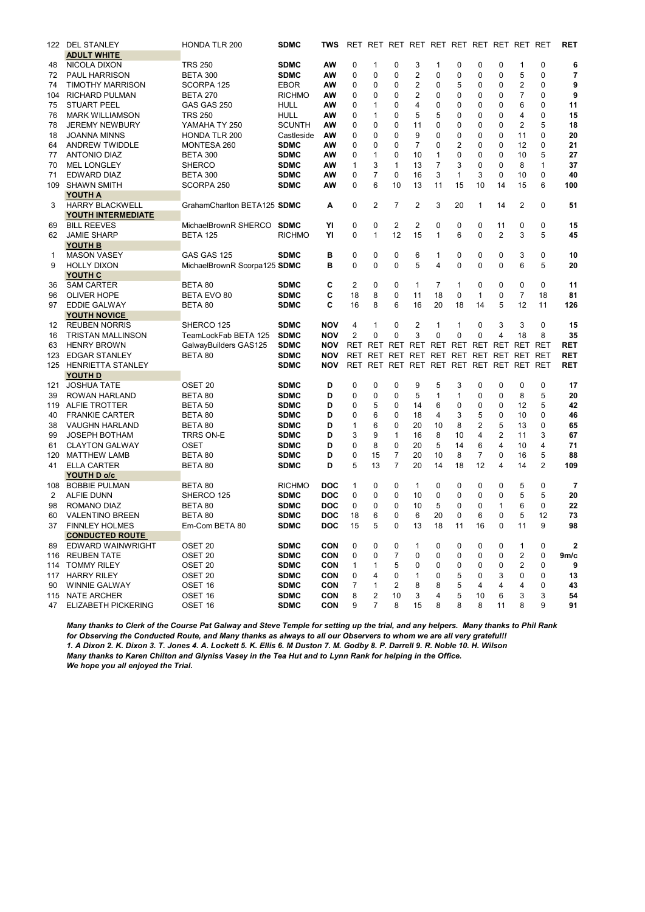| | | | | | | | | | | | | | | | | |
|---|---|---|---|---|---|---|---|---|---|---|---|---|---|---|---|---|
| 122 | DEL STANLEY | HONDA TLR 200 | **SDMC** | **TWS** | RET | RET | RET | RET | RET | RET | RET | RET | RET | RET | **RET** |
| | **ADULT WHITE** | | | | | | | | | | | | | | | |
| 48 | NICOLA DIXON | TRS 250 | **SDMC** | **AW** | 0 | 1 | 0 | 3 | 1 | 0 | 0 | 0 | 1 | 0 | **6** |
| 72 | PAUL HARRISON | BETA 300 | **SDMC** | **AW** | 0 | 0 | 0 | 2 | 0 | 0 | 0 | 0 | 5 | 0 | **7** |
| 74 | TIMOTHY MARRISON | SCORPA 125 | **EBOR** | **AW** | 0 | 0 | 0 | 2 | 0 | 5 | 0 | 0 | 2 | 0 | **9** |
| 104 | RICHARD PULMAN | BETA 270 | **RICHMO** | **AW** | 0 | 0 | 0 | 2 | 0 | 0 | 0 | 0 | 7 | 0 | **9** |
| 75 | STUART PEEL | GAS GAS 250 | **HULL** | **AW** | 0 | 1 | 0 | 4 | 0 | 0 | 0 | 0 | 6 | 0 | **11** |
| 76 | MARK WILLIAMSON | TRS 250 | **HULL** | **AW** | 0 | 1 | 0 | 5 | 5 | 0 | 0 | 0 | 4 | 0 | **15** |
| 78 | JEREMY NEWBURY | YAMAHA TY 250 | **SCUNTH** | **AW** | 0 | 0 | 0 | 11 | 0 | 0 | 0 | 0 | 2 | 5 | **18** |
| 18 | JOANNA MINNS | HONDA TLR 200 | **Castleside** | **AW** | 0 | 0 | 0 | 9 | 0 | 0 | 0 | 0 | 11 | 0 | **20** |
| 64 | ANDREW TWIDDLE | MONTESA 260 | **SDMC** | **AW** | 0 | 0 | 0 | 7 | 0 | 2 | 0 | 0 | 12 | 0 | **21** |
| 77 | ANTONIO DIAZ | BETA 300 | **SDMC** | **AW** | 0 | 1 | 0 | 10 | 1 | 0 | 0 | 0 | 10 | 5 | **27** |
| 70 | MEL LONGLEY | SHERCO | **SDMC** | **AW** | 1 | 3 | 1 | 13 | 7 | 3 | 0 | 0 | 8 | 1 | **37** |
| 71 | EDWARD DIAZ | BETA 300 | **SDMC** | **AW** | 0 | 7 | 0 | 16 | 3 | 1 | 3 | 0 | 10 | 0 | **40** |
| 109 | SHAWN SMITH | SCORPA 250 | **SDMC** | **AW** | 0 | 6 | 10 | 13 | 11 | 15 | 10 | 14 | 15 | 6 | **100** |
| | **YOUTH A** | | | | | | | | | | | | | | | |
| 3 | HARRY BLACKWELL | GrahamCharlton BETA125 | **SDMC** | **A** | 0 | 2 | 7 | 2 | 3 | 20 | 1 | 14 | 2 | 0 | **51** |
| | **YOUTH INTERMEDIATE** | | | | | | | | | | | | | | | |
| 69 | BILL REEVES | MichaelBrownR SHERCO | **SDMC** | **YI** | 0 | 0 | 2 | 2 | 0 | 0 | 0 | 11 | 0 | 0 | **15** |
| 62 | JAMIE SHARP | BETA 125 | **RICHMO** | **YI** | 0 | 1 | 12 | 15 | 1 | 6 | 0 | 2 | 3 | 5 | **45** |
| | **YOUTH B** | | | | | | | | | | | | | | | |
| 1 | MASON VASEY | GAS GAS 125 | **SDMC** | **B** | 0 | 0 | 0 | 6 | 1 | 0 | 0 | 0 | 3 | 0 | **10** |
| 9 | HOLLY DIXON | MichaelBrownR Scorpa125 | **SDMC** | **B** | 0 | 0 | 0 | 5 | 4 | 0 | 0 | 0 | 6 | 5 | **20** |
| | **YOUTH C** | | | | | | | | | | | | | | | |
| 36 | SAM CARTER | BETA 80 | **SDMC** | **C** | 2 | 0 | 0 | 1 | 7 | 1 | 0 | 0 | 0 | 0 | **11** |
| 96 | OLIVER HOPE | BETA EVO 80 | **SDMC** | **C** | 18 | 8 | 0 | 11 | 18 | 0 | 1 | 0 | 7 | 18 | **81** |
| 97 | EDDIE GALWAY | BETA 80 | **SDMC** | **C** | 16 | 8 | 6 | 16 | 20 | 18 | 14 | 5 | 12 | 11 | **126** |
| | **YOUTH NOVICE** | | | | | | | | | | | | | | | |
| 12 | REUBEN NORRIS | SHERCO 125 | **SDMC** | **NOV** | 4 | 1 | 0 | 2 | 1 | 1 | 0 | 3 | 3 | 0 | **15** |
| 16 | TRISTAN MALLINSON | TeamLockFab BETA 125 | **SDMC** | **NOV** | 2 | 0 | 0 | 3 | 0 | 0 | 0 | 4 | 18 | 8 | **35** |
| 63 | HENRY BROWN | GalwayBuilders GAS125 | **SDMC** | **NOV** | RET | RET | RET | RET | RET | RET | RET | RET | RET | RET | **RET** |
| 123 | EDGAR STANLEY | BETA 80 | **SDMC** | **NOV** | RET | RET | RET | RET | RET | RET | RET | RET | RET | RET | **RET** |
| 125 | HENRIETTA STANLEY | | **SDMC** | **NOV** | RET | RET | RET | RET | RET | RET | RET | RET | RET | RET | **RET** |
| | **YOUTH D** | | | | | | | | | | | | | | | |
| 121 | JOSHUA TATE | OSET 20 | **SDMC** | **D** | 0 | 0 | 0 | 9 | 5 | 3 | 0 | 0 | 0 | 0 | **17** |
| 39 | ROWAN HARLAND | BETA 80 | **SDMC** | **D** | 0 | 0 | 0 | 5 | 1 | 1 | 0 | 0 | 8 | 5 | **20** |
| 119 | ALFIE TROTTER | BETA 50 | **SDMC** | **D** | 0 | 5 | 0 | 14 | 6 | 0 | 0 | 0 | 12 | 5 | **42** |
| 40 | FRANKIE CARTER | BETA 80 | **SDMC** | **D** | 0 | 6 | 0 | 18 | 4 | 3 | 5 | 0 | 10 | 0 | **46** |
| 38 | VAUGHN HARLAND | BETA 80 | **SDMC** | **D** | 1 | 6 | 0 | 20 | 10 | 8 | 2 | 5 | 13 | 0 | **65** |
| 99 | JOSEPH BOTHAM | TRRS ON-E | **SDMC** | **D** | 3 | 9 | 1 | 16 | 8 | 10 | 4 | 2 | 11 | 3 | **67** |
| 61 | CLAYTON GALWAY | OSET | **SDMC** | **D** | 0 | 8 | 0 | 20 | 5 | 14 | 6 | 4 | 10 | 4 | **71** |
| 120 | MATTHEW LAMB | BETA 80 | **SDMC** | **D** | 0 | 15 | 7 | 20 | 10 | 8 | 7 | 0 | 16 | 5 | **88** |
| 41 | ELLA CARTER | BETA 80 | **SDMC** | **D** | 5 | 13 | 7 | 20 | 14 | 18 | 12 | 4 | 14 | 2 | **109** |
| | **YOUTH D o/c** | | | | | | | | | | | | | | | |
| 108 | BOBBIE PULMAN | BETA 80 | **RICHMO** | **DOC** | 1 | 0 | 0 | 1 | 0 | 0 | 0 | 0 | 5 | 0 | **7** |
| 2 | ALFIE DUNN | SHERCO 125 | **SDMC** | **DOC** | 0 | 0 | 0 | 10 | 0 | 0 | 0 | 0 | 5 | 5 | **20** |
| 98 | ROMANO DIAZ | BETA 80 | **SDMC** | **DOC** | 0 | 0 | 0 | 10 | 5 | 0 | 0 | 1 | 6 | 0 | **22** |
| 60 | VALENTINO BREEN | BETA 80 | **SDMC** | **DOC** | 18 | 6 | 0 | 6 | 20 | 0 | 6 | 0 | 5 | 12 | **73** |
| 37 | FINNLEY HOLMES | Em-Com BETA 80 | **SDMC** | **DOC** | 15 | 5 | 0 | 13 | 18 | 11 | 16 | 0 | 11 | 9 | **98** |
| | **CONDUCTED ROUTE** | | | | | | | | | | | | | | | |
| 89 | EDWARD WAINWRIGHT | OSET 20 | **SDMC** | **CON** | 0 | 0 | 0 | 1 | 0 | 0 | 0 | 0 | 1 | 0 | **2** |
| 116 | REUBEN TATE | OSET 20 | **SDMC** | **CON** | 0 | 0 | 7 | 0 | 0 | 0 | 0 | 0 | 2 | 0 | **9m/c** |
| 114 | TOMMY RILEY | OSET 20 | **SDMC** | **CON** | 1 | 1 | 5 | 0 | 0 | 0 | 0 | 0 | 2 | 0 | **9** |
| 117 | HARRY RILEY | OSET 20 | **SDMC** | **CON** | 0 | 4 | 0 | 1 | 0 | 5 | 0 | 3 | 0 | 0 | **13** |
| 90 | WINNIE GALWAY | OSET 16 | **SDMC** | **CON** | 7 | 1 | 2 | 8 | 8 | 5 | 4 | 4 | 4 | 0 | **43** |
| 115 | NATE ARCHER | OSET 16 | **SDMC** | **CON** | 8 | 2 | 10 | 3 | 4 | 5 | 10 | 6 | 3 | 3 | **54** |
| 47 | ELIZABETH PICKERING | OSET 16 | **SDMC** | **CON** | 9 | 7 | 8 | 15 | 8 | 8 | 8 | 11 | 8 | 9 | **91** |

***Many thanks to Clerk of the Course Pat Galway and Steve Temple for setting up the trial, and any helpers. Many thanks to Phil Rank for Observing the Conducted Route, and Many thanks as always to all our Observers to whom we are all very grateful!!***
***1. A Dixon 2. K. Dixon 3. T. Jones 4. A. Lockett 5. K. Ellis 6. M Duston 7. M. Godby 8. P. Darrell 9. R. Noble 10. H. Wilson***
***Many thanks to Karen Chilton and Glyniss Vasey in the Tea Hut and to Lynn Rank for helping in the Office.***
***We hope you all enjoyed the Trial.***